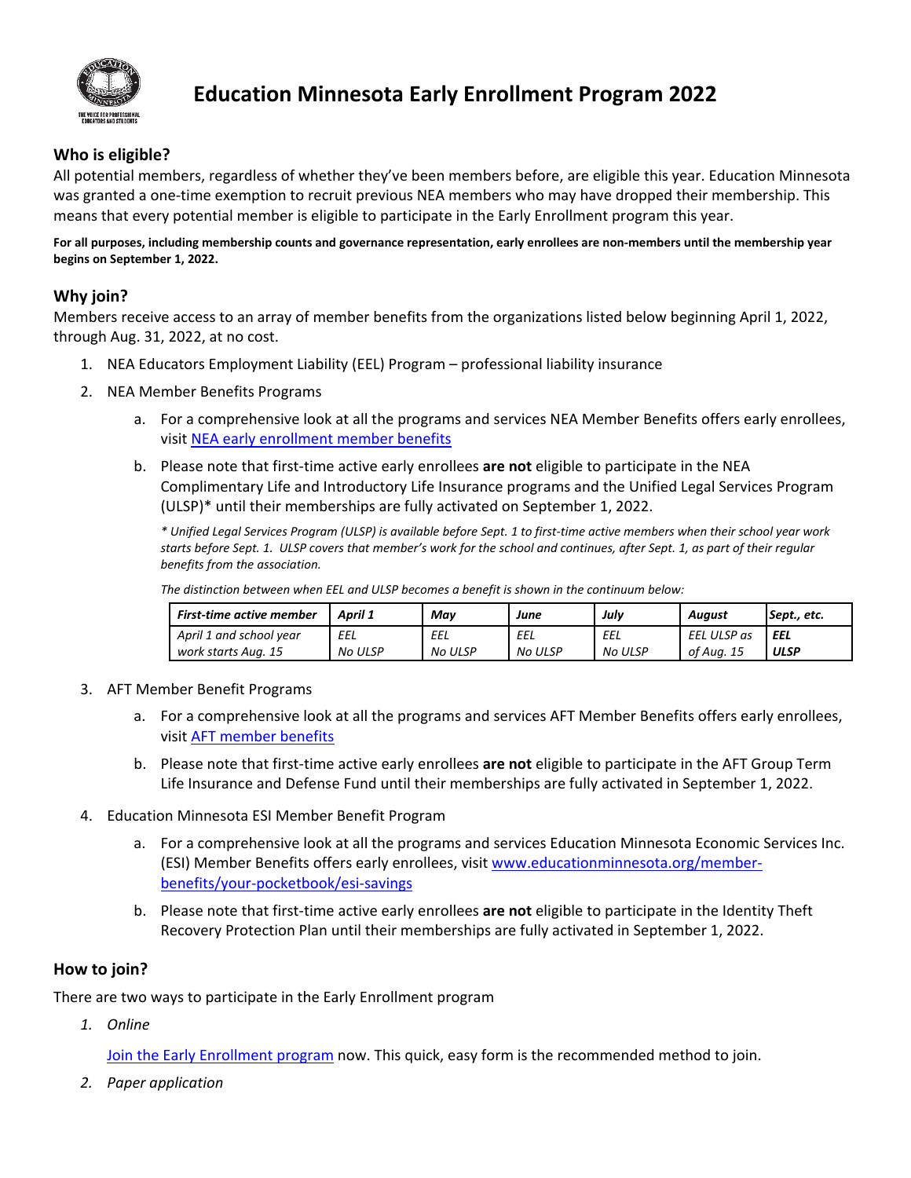# Education Minnesota Early Enrollment Program 2022

## Who is eligible?

All potential members, regardless of whether they've been members before, are eligible this year. Education Minnesota was granted a one-time exemption to recruit previous NEA members who may have dropped their membership. This means that every potential member is eligible to participate in the Early Enrollment program this year.

**For all purposes, including membership counts and governance representation, early enrollees are non-members until the membership year begins on September 1, 2022.**

## Why join?

Members receive access to an array of member benefits from the organizations listed below beginning April 1, 2022, through Aug. 31, 2022, at no cost.

1. NEA Educators Employment Liability (EEL) Program – professional liability insurance
2. NEA Member Benefits Programs
   a. For a comprehensive look at all the programs and services NEA Member Benefits offers early enrollees, visit [NEA early enrollment member benefits]
   b. Please note that first-time active early enrollees **are not** eligible to participate in the NEA Complimentary Life and Introductory Life Insurance programs and the Unified Legal Services Program (ULSP)* until their memberships are fully activated on September 1, 2022.

   *\* Unified Legal Services Program (ULSP) is available before Sept. 1 to first-time active members when their school year work starts before Sept. 1. ULSP covers that member's work for the school and continues, after Sept. 1, as part of their regular benefits from the association.*

   *The distinction between when EEL and ULSP becomes a benefit is shown in the continuum below:*

   | *First-time active member* | *April 1* | *May* | *June* | *July* | *August* | *Sept., etc.* |
   |---|---|---|---|---|---|---|
   | *April 1 and school year work starts Aug. 15* | *EEL No ULSP* | *EEL No ULSP* | *EEL No ULSP* | *EEL No ULSP* | *EEL ULSP as of Aug. 15* | ***EEL ULSP*** |

3. AFT Member Benefit Programs
   a. For a comprehensive look at all the programs and services AFT Member Benefits offers early enrollees, visit [AFT member benefits]
   b. Please note that first-time active early enrollees **are not** eligible to participate in the AFT Group Term Life Insurance and Defense Fund until their memberships are fully activated in September 1, 2022.
4. Education Minnesota ESI Member Benefit Program
   a. For a comprehensive look at all the programs and services Education Minnesota Economic Services Inc. (ESI) Member Benefits offers early enrollees, visit www.educationminnesota.org/member-benefits/your-pocketbook/esi-savings
   b. Please note that first-time active early enrollees **are not** eligible to participate in the Identity Theft Recovery Protection Plan until their memberships are fully activated in September 1, 2022.

## How to join?

There are two ways to participate in the Early Enrollment program

1. *Online*

   [Join the Early Enrollment program] now. This quick, easy form is the recommended method to join.

2. *Paper application*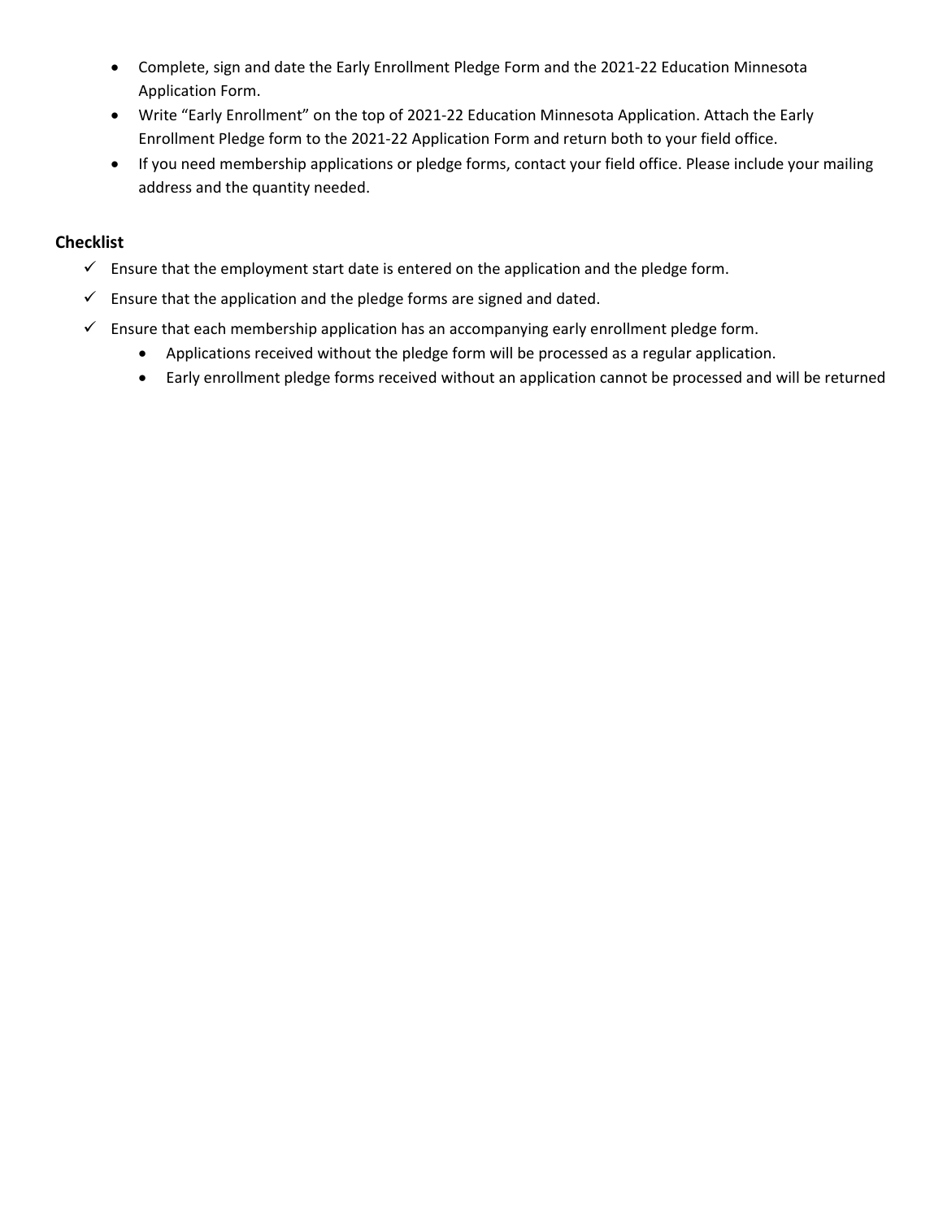- Complete, sign and date the Early Enrollment Pledge Form and the 2021-22 Education Minnesota Application Form.
- Write "Early Enrollment" on the top of 2021-22 Education Minnesota Application. Attach the Early Enrollment Pledge form to the 2021-22 Application Form and return both to your field office.
- If you need membership applications or pledge forms, contact your field office. Please include your mailing address and the quantity needed.

## Checklist

- ✓ Ensure that the employment start date is entered on the application and the pledge form.
- ✓ Ensure that the application and the pledge forms are signed and dated.
- ✓ Ensure that each membership application has an accompanying early enrollment pledge form.
  - Applications received without the pledge form will be processed as a regular application.
  - Early enrollment pledge forms received without an application cannot be processed and will be returned